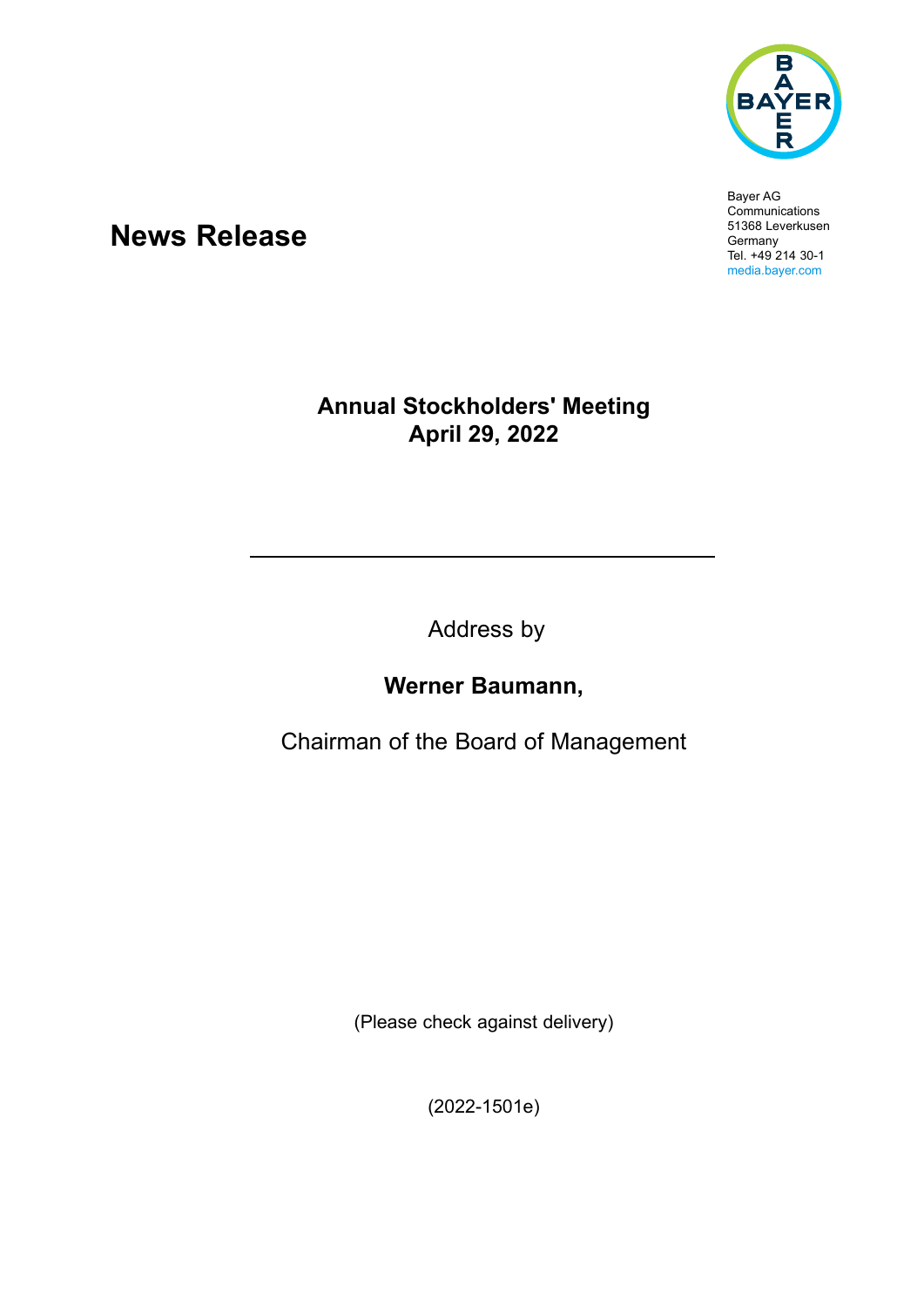Bayer AG
Communications
51368 Leverkusen
Germany
Tel. +49 214 30-1
media.bayer.com

# News Release

## Annual Stockholders' Meeting
## April 29, 2022

---

Address by

**Werner Baumann,**

Chairman of the Board of Management

(Please check against delivery)

(2022-1501e)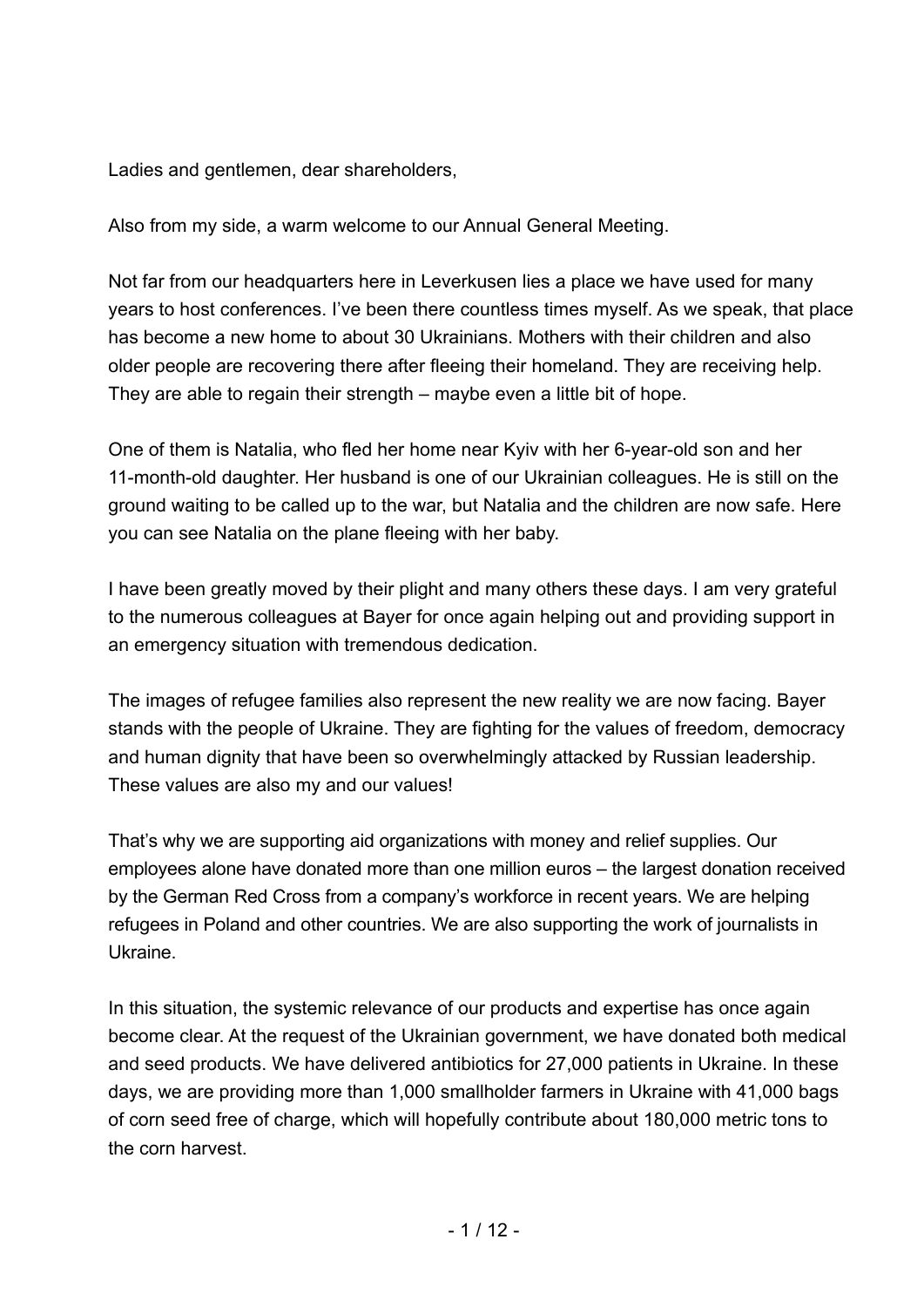Ladies and gentlemen, dear shareholders,

Also from my side, a warm welcome to our Annual General Meeting.

Not far from our headquarters here in Leverkusen lies a place we have used for many years to host conferences. I've been there countless times myself. As we speak, that place has become a new home to about 30 Ukrainians. Mothers with their children and also older people are recovering there after fleeing their homeland. They are receiving help. They are able to regain their strength – maybe even a little bit of hope.

One of them is Natalia, who fled her home near Kyiv with her 6-year-old son and her 11-month-old daughter. Her husband is one of our Ukrainian colleagues. He is still on the ground waiting to be called up to the war, but Natalia and the children are now safe. Here you can see Natalia on the plane fleeing with her baby.

I have been greatly moved by their plight and many others these days. I am very grateful to the numerous colleagues at Bayer for once again helping out and providing support in an emergency situation with tremendous dedication.

The images of refugee families also represent the new reality we are now facing. Bayer stands with the people of Ukraine. They are fighting for the values of freedom, democracy and human dignity that have been so overwhelmingly attacked by Russian leadership. These values are also my and our values!

That's why we are supporting aid organizations with money and relief supplies. Our employees alone have donated more than one million euros – the largest donation received by the German Red Cross from a company's workforce in recent years. We are helping refugees in Poland and other countries. We are also supporting the work of journalists in Ukraine.

In this situation, the systemic relevance of our products and expertise has once again become clear. At the request of the Ukrainian government, we have donated both medical and seed products. We have delivered antibiotics for 27,000 patients in Ukraine. In these days, we are providing more than 1,000 smallholder farmers in Ukraine with 41,000 bags of corn seed free of charge, which will hopefully contribute about 180,000 metric tons to the corn harvest.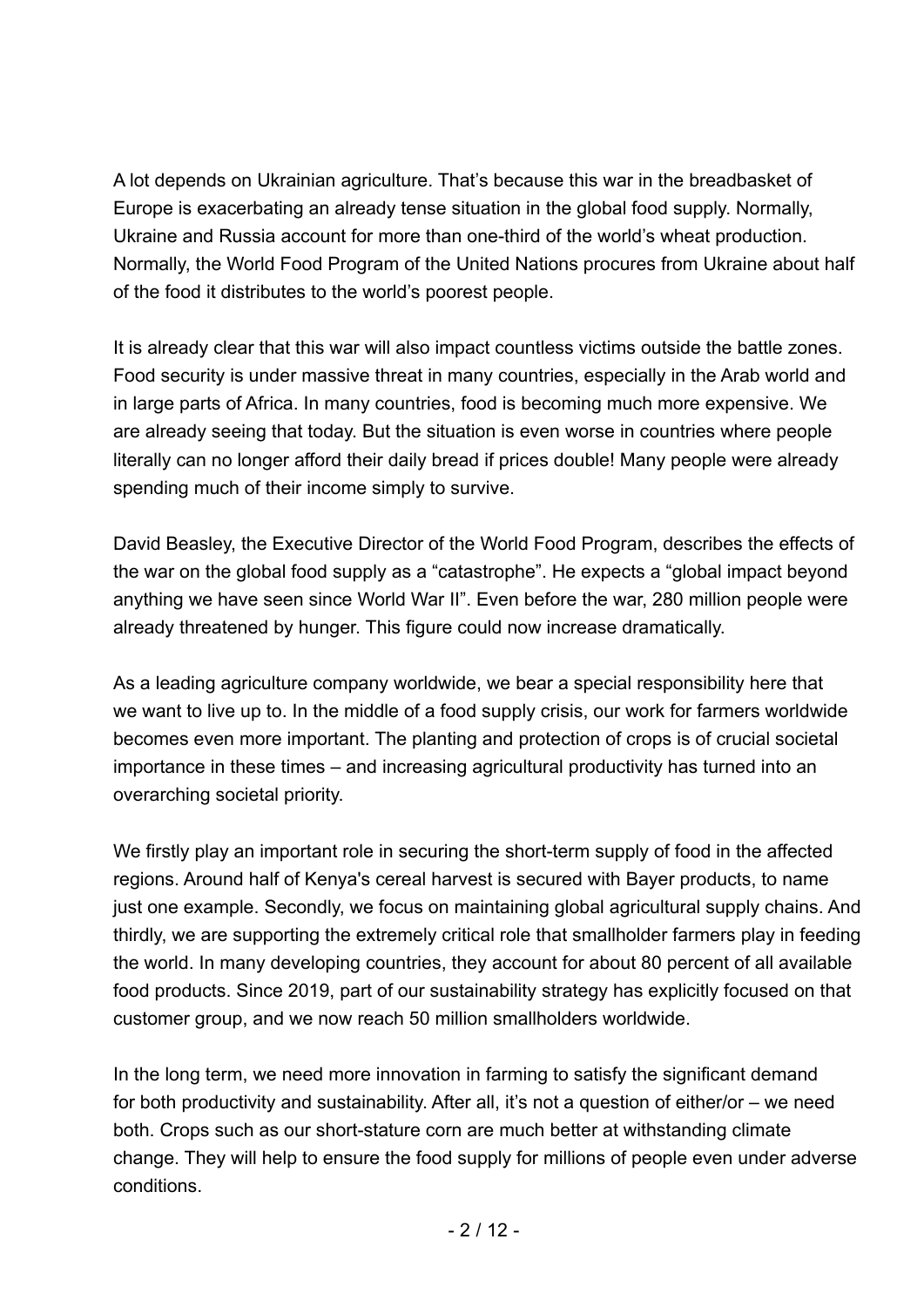A lot depends on Ukrainian agriculture. That's because this war in the breadbasket of Europe is exacerbating an already tense situation in the global food supply. Normally, Ukraine and Russia account for more than one-third of the world's wheat production. Normally, the World Food Program of the United Nations procures from Ukraine about half of the food it distributes to the world's poorest people.

It is already clear that this war will also impact countless victims outside the battle zones. Food security is under massive threat in many countries, especially in the Arab world and in large parts of Africa. In many countries, food is becoming much more expensive. We are already seeing that today. But the situation is even worse in countries where people literally can no longer afford their daily bread if prices double! Many people were already spending much of their income simply to survive.

David Beasley, the Executive Director of the World Food Program, describes the effects of the war on the global food supply as a "catastrophe". He expects a "global impact beyond anything we have seen since World War II". Even before the war, 280 million people were already threatened by hunger. This figure could now increase dramatically.

As a leading agriculture company worldwide, we bear a special responsibility here that we want to live up to. In the middle of a food supply crisis, our work for farmers worldwide becomes even more important. The planting and protection of crops is of crucial societal importance in these times – and increasing agricultural productivity has turned into an overarching societal priority.

We firstly play an important role in securing the short-term supply of food in the affected regions. Around half of Kenya's cereal harvest is secured with Bayer products, to name just one example. Secondly, we focus on maintaining global agricultural supply chains. And thirdly, we are supporting the extremely critical role that smallholder farmers play in feeding the world. In many developing countries, they account for about 80 percent of all available food products. Since 2019, part of our sustainability strategy has explicitly focused on that customer group, and we now reach 50 million smallholders worldwide.

In the long term, we need more innovation in farming to satisfy the significant demand for both productivity and sustainability. After all, it's not a question of either/or – we need both. Crops such as our short-stature corn are much better at withstanding climate change. They will help to ensure the food supply for millions of people even under adverse conditions.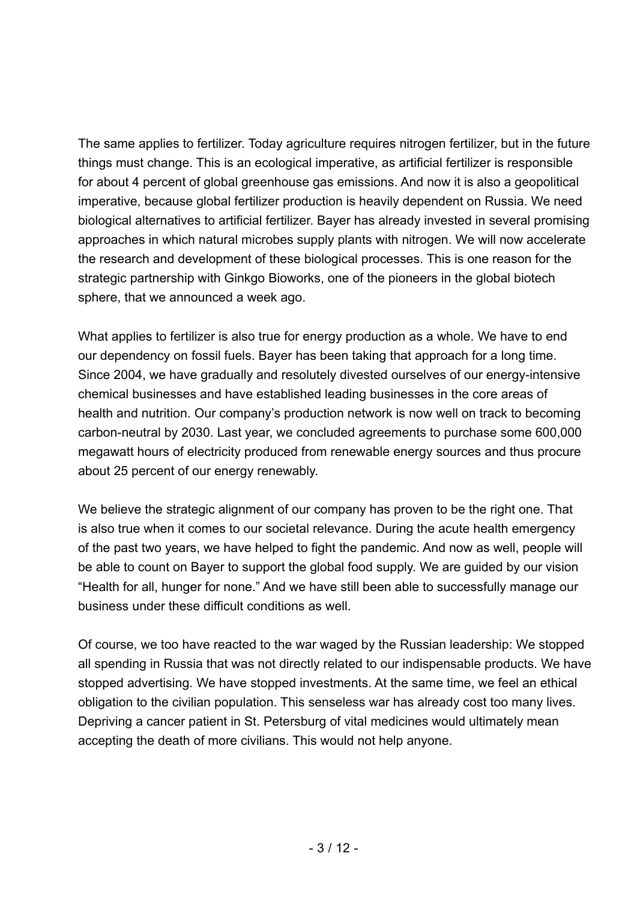The same applies to fertilizer. Today agriculture requires nitrogen fertilizer, but in the future things must change. This is an ecological imperative, as artificial fertilizer is responsible for about 4 percent of global greenhouse gas emissions. And now it is also a geopolitical imperative, because global fertilizer production is heavily dependent on Russia. We need biological alternatives to artificial fertilizer. Bayer has already invested in several promising approaches in which natural microbes supply plants with nitrogen. We will now accelerate the research and development of these biological processes. This is one reason for the strategic partnership with Ginkgo Bioworks, one of the pioneers in the global biotech sphere, that we announced a week ago.

What applies to fertilizer is also true for energy production as a whole. We have to end our dependency on fossil fuels. Bayer has been taking that approach for a long time. Since 2004, we have gradually and resolutely divested ourselves of our energy-intensive chemical businesses and have established leading businesses in the core areas of health and nutrition. Our company's production network is now well on track to becoming carbon-neutral by 2030. Last year, we concluded agreements to purchase some 600,000 megawatt hours of electricity produced from renewable energy sources and thus procure about 25 percent of our energy renewably.

We believe the strategic alignment of our company has proven to be the right one. That is also true when it comes to our societal relevance. During the acute health emergency of the past two years, we have helped to fight the pandemic. And now as well, people will be able to count on Bayer to support the global food supply. We are guided by our vision "Health for all, hunger for none." And we have still been able to successfully manage our business under these difficult conditions as well.

Of course, we too have reacted to the war waged by the Russian leadership: We stopped all spending in Russia that was not directly related to our indispensable products. We have stopped advertising. We have stopped investments. At the same time, we feel an ethical obligation to the civilian population. This senseless war has already cost too many lives. Depriving a cancer patient in St. Petersburg of vital medicines would ultimately mean accepting the death of more civilians. This would not help anyone.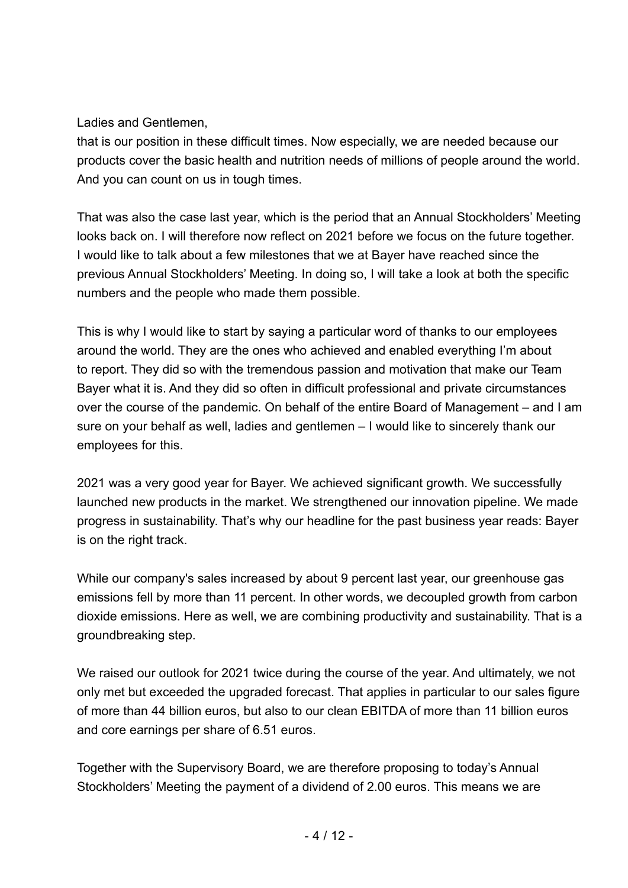Ladies and Gentlemen,
that is our position in these difficult times. Now especially, we are needed because our products cover the basic health and nutrition needs of millions of people around the world. And you can count on us in tough times.

That was also the case last year, which is the period that an Annual Stockholders' Meeting looks back on. I will therefore now reflect on 2021 before we focus on the future together. I would like to talk about a few milestones that we at Bayer have reached since the previous Annual Stockholders' Meeting. In doing so, I will take a look at both the specific numbers and the people who made them possible.

This is why I would like to start by saying a particular word of thanks to our employees around the world. They are the ones who achieved and enabled everything I'm about to report. They did so with the tremendous passion and motivation that make our Team Bayer what it is. And they did so often in difficult professional and private circumstances over the course of the pandemic. On behalf of the entire Board of Management – and I am sure on your behalf as well, ladies and gentlemen – I would like to sincerely thank our employees for this.

2021 was a very good year for Bayer. We achieved significant growth. We successfully launched new products in the market. We strengthened our innovation pipeline. We made progress in sustainability. That's why our headline for the past business year reads: Bayer is on the right track.

While our company's sales increased by about 9 percent last year, our greenhouse gas emissions fell by more than 11 percent. In other words, we decoupled growth from carbon dioxide emissions. Here as well, we are combining productivity and sustainability. That is a groundbreaking step.

We raised our outlook for 2021 twice during the course of the year. And ultimately, we not only met but exceeded the upgraded forecast. That applies in particular to our sales figure of more than 44 billion euros, but also to our clean EBITDA of more than 11 billion euros and core earnings per share of 6.51 euros.

Together with the Supervisory Board, we are therefore proposing to today's Annual Stockholders' Meeting the payment of a dividend of 2.00 euros. This means we are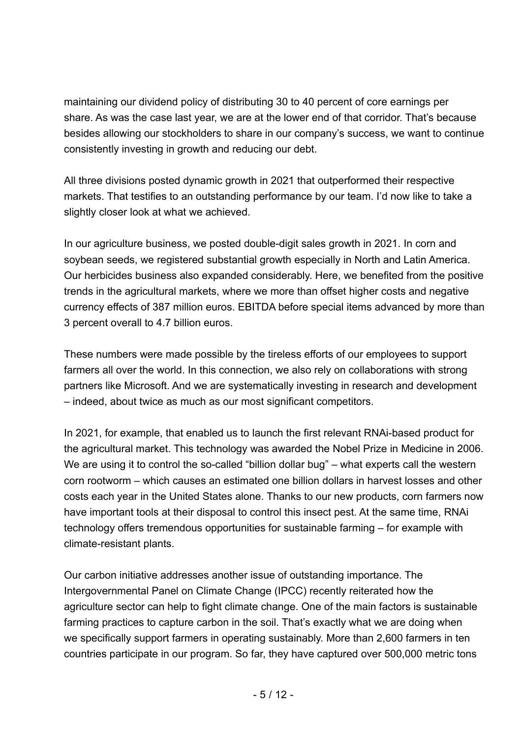maintaining our dividend policy of distributing 30 to 40 percent of core earnings per share. As was the case last year, we are at the lower end of that corridor. That's because besides allowing our stockholders to share in our company's success, we want to continue consistently investing in growth and reducing our debt.

All three divisions posted dynamic growth in 2021 that outperformed their respective markets. That testifies to an outstanding performance by our team. I'd now like to take a slightly closer look at what we achieved.

In our agriculture business, we posted double-digit sales growth in 2021. In corn and soybean seeds, we registered substantial growth especially in North and Latin America. Our herbicides business also expanded considerably. Here, we benefited from the positive trends in the agricultural markets, where we more than offset higher costs and negative currency effects of 387 million euros. EBITDA before special items advanced by more than 3 percent overall to 4.7 billion euros.

These numbers were made possible by the tireless efforts of our employees to support farmers all over the world. In this connection, we also rely on collaborations with strong partners like Microsoft. And we are systematically investing in research and development – indeed, about twice as much as our most significant competitors.

In 2021, for example, that enabled us to launch the first relevant RNAi-based product for the agricultural market. This technology was awarded the Nobel Prize in Medicine in 2006. We are using it to control the so-called "billion dollar bug" – what experts call the western corn rootworm – which causes an estimated one billion dollars in harvest losses and other costs each year in the United States alone. Thanks to our new products, corn farmers now have important tools at their disposal to control this insect pest. At the same time, RNAi technology offers tremendous opportunities for sustainable farming – for example with climate-resistant plants.

Our carbon initiative addresses another issue of outstanding importance. The Intergovernmental Panel on Climate Change (IPCC) recently reiterated how the agriculture sector can help to fight climate change. One of the main factors is sustainable farming practices to capture carbon in the soil. That's exactly what we are doing when we specifically support farmers in operating sustainably. More than 2,600 farmers in ten countries participate in our program. So far, they have captured over 500,000 metric tons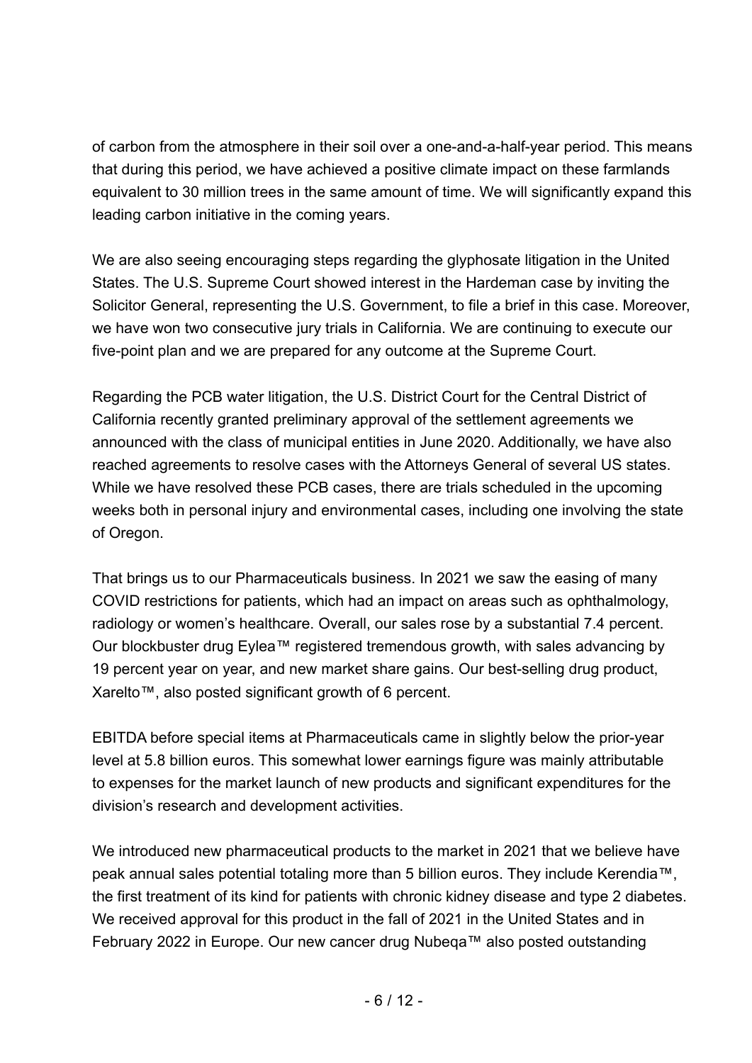of carbon from the atmosphere in their soil over a one-and-a-half-year period. This means that during this period, we have achieved a positive climate impact on these farmlands equivalent to 30 million trees in the same amount of time. We will significantly expand this leading carbon initiative in the coming years.

We are also seeing encouraging steps regarding the glyphosate litigation in the United States. The U.S. Supreme Court showed interest in the Hardeman case by inviting the Solicitor General, representing the U.S. Government, to file a brief in this case. Moreover, we have won two consecutive jury trials in California. We are continuing to execute our five-point plan and we are prepared for any outcome at the Supreme Court.

Regarding the PCB water litigation, the U.S. District Court for the Central District of California recently granted preliminary approval of the settlement agreements we announced with the class of municipal entities in June 2020. Additionally, we have also reached agreements to resolve cases with the Attorneys General of several US states. While we have resolved these PCB cases, there are trials scheduled in the upcoming weeks both in personal injury and environmental cases, including one involving the state of Oregon.

That brings us to our Pharmaceuticals business. In 2021 we saw the easing of many COVID restrictions for patients, which had an impact on areas such as ophthalmology, radiology or women's healthcare. Overall, our sales rose by a substantial 7.4 percent. Our blockbuster drug Eylea™ registered tremendous growth, with sales advancing by 19 percent year on year, and new market share gains. Our best-selling drug product, Xarelto™, also posted significant growth of 6 percent.

EBITDA before special items at Pharmaceuticals came in slightly below the prior-year level at 5.8 billion euros. This somewhat lower earnings figure was mainly attributable to expenses for the market launch of new products and significant expenditures for the division's research and development activities.

We introduced new pharmaceutical products to the market in 2021 that we believe have peak annual sales potential totaling more than 5 billion euros. They include Kerendia™, the first treatment of its kind for patients with chronic kidney disease and type 2 diabetes. We received approval for this product in the fall of 2021 in the United States and in February 2022 in Europe. Our new cancer drug Nubeqa™ also posted outstanding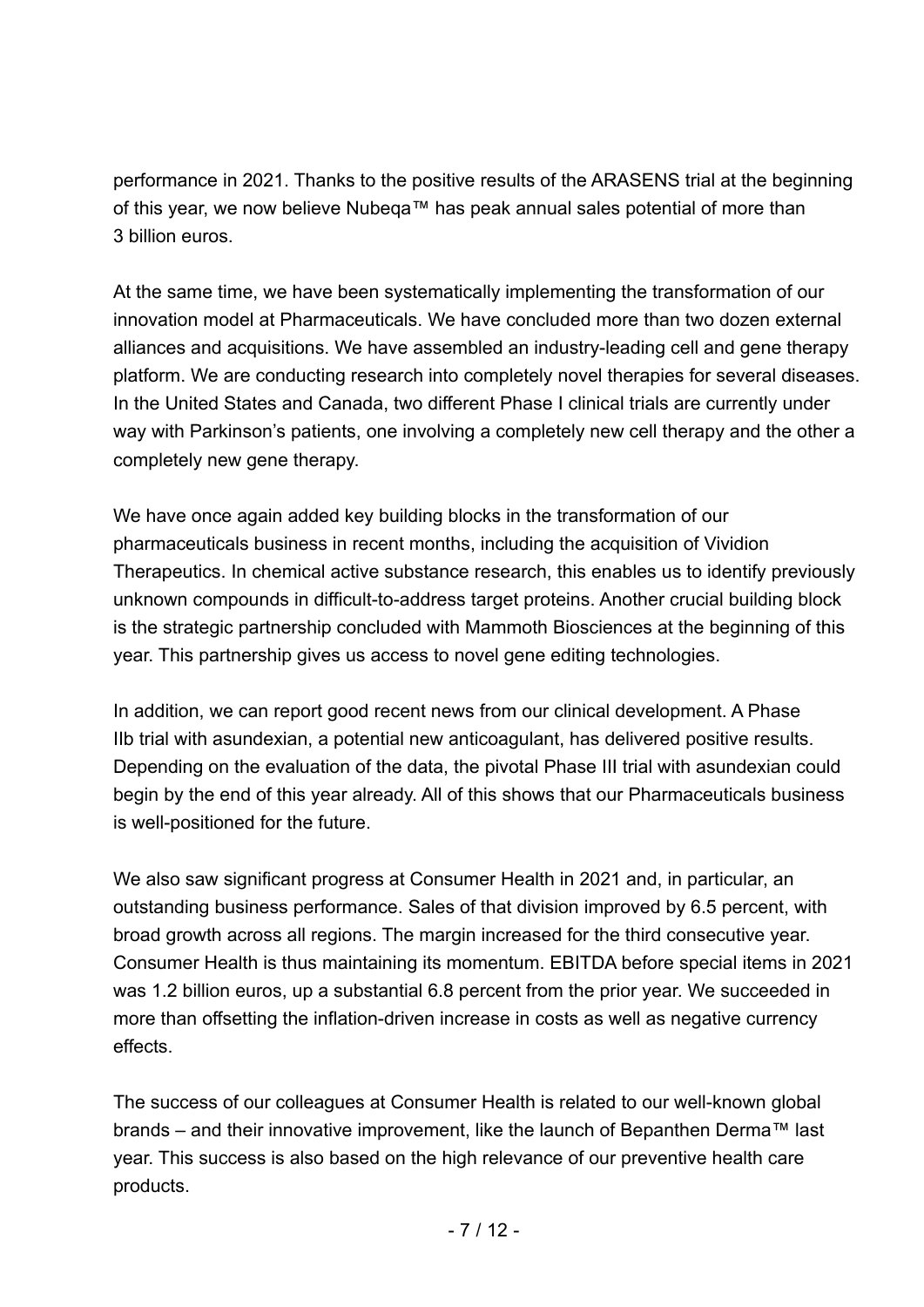performance in 2021. Thanks to the positive results of the ARASENS trial at the beginning of this year, we now believe Nubeqa™ has peak annual sales potential of more than 3 billion euros.

At the same time, we have been systematically implementing the transformation of our innovation model at Pharmaceuticals. We have concluded more than two dozen external alliances and acquisitions. We have assembled an industry-leading cell and gene therapy platform. We are conducting research into completely novel therapies for several diseases. In the United States and Canada, two different Phase I clinical trials are currently under way with Parkinson's patients, one involving a completely new cell therapy and the other a completely new gene therapy.

We have once again added key building blocks in the transformation of our pharmaceuticals business in recent months, including the acquisition of Vividion Therapeutics. In chemical active substance research, this enables us to identify previously unknown compounds in difficult-to-address target proteins. Another crucial building block is the strategic partnership concluded with Mammoth Biosciences at the beginning of this year. This partnership gives us access to novel gene editing technologies.

In addition, we can report good recent news from our clinical development. A Phase IIb trial with asundexian, a potential new anticoagulant, has delivered positive results. Depending on the evaluation of the data, the pivotal Phase III trial with asundexian could begin by the end of this year already. All of this shows that our Pharmaceuticals business is well-positioned for the future.

We also saw significant progress at Consumer Health in 2021 and, in particular, an outstanding business performance. Sales of that division improved by 6.5 percent, with broad growth across all regions. The margin increased for the third consecutive year. Consumer Health is thus maintaining its momentum. EBITDA before special items in 2021 was 1.2 billion euros, up a substantial 6.8 percent from the prior year. We succeeded in more than offsetting the inflation-driven increase in costs as well as negative currency effects.

The success of our colleagues at Consumer Health is related to our well-known global brands – and their innovative improvement, like the launch of Bepanthen Derma™ last year. This success is also based on the high relevance of our preventive health care products.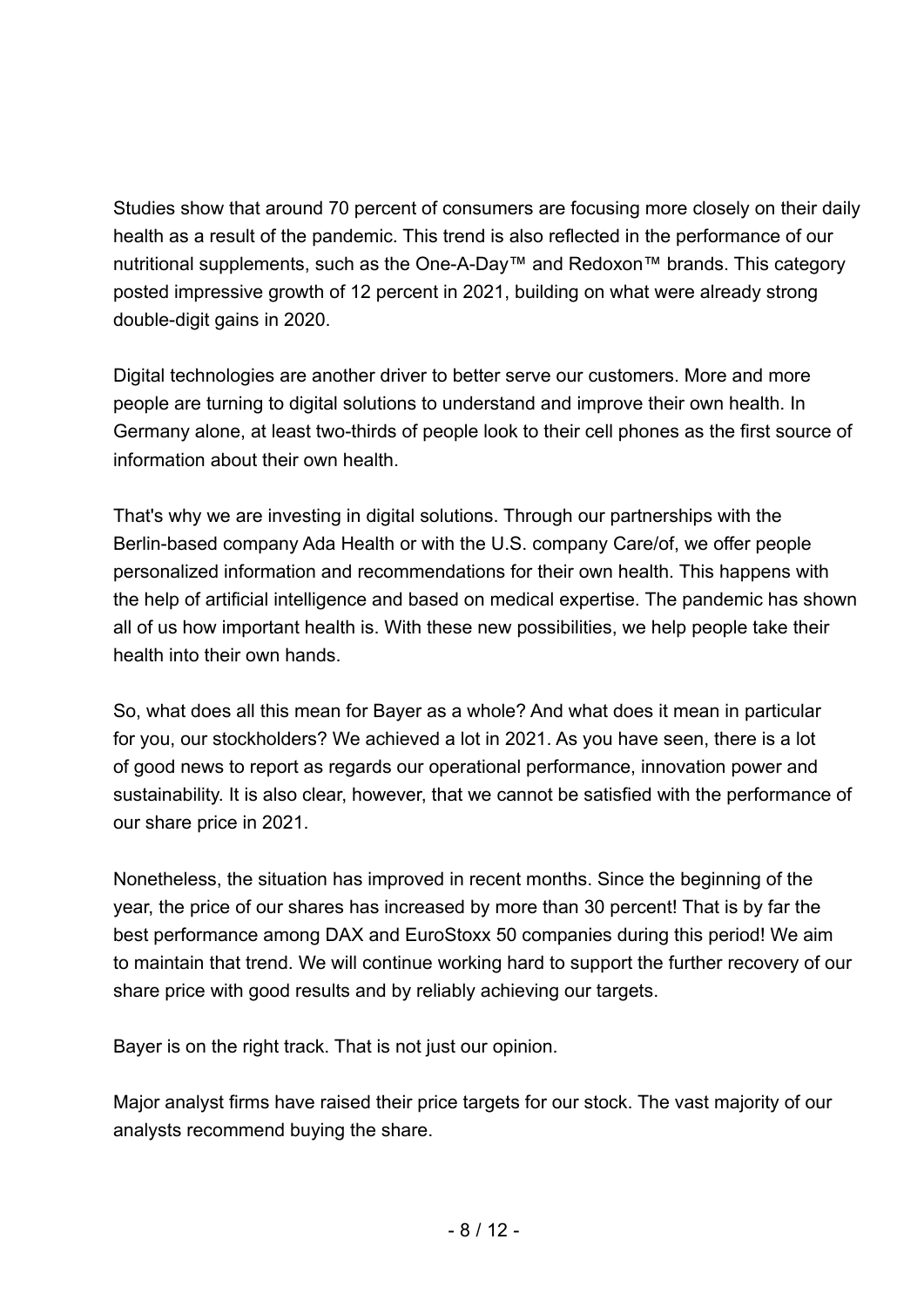Studies show that around 70 percent of consumers are focusing more closely on their daily health as a result of the pandemic. This trend is also reflected in the performance of our nutritional supplements, such as the One-A-Day™ and Redoxon™ brands. This category posted impressive growth of 12 percent in 2021, building on what were already strong double-digit gains in 2020.

Digital technologies are another driver to better serve our customers. More and more people are turning to digital solutions to understand and improve their own health. In Germany alone, at least two-thirds of people look to their cell phones as the first source of information about their own health.

That's why we are investing in digital solutions. Through our partnerships with the Berlin-based company Ada Health or with the U.S. company Care/of, we offer people personalized information and recommendations for their own health. This happens with the help of artificial intelligence and based on medical expertise. The pandemic has shown all of us how important health is. With these new possibilities, we help people take their health into their own hands.

So, what does all this mean for Bayer as a whole? And what does it mean in particular for you, our stockholders? We achieved a lot in 2021. As you have seen, there is a lot of good news to report as regards our operational performance, innovation power and sustainability. It is also clear, however, that we cannot be satisfied with the performance of our share price in 2021.

Nonetheless, the situation has improved in recent months. Since the beginning of the year, the price of our shares has increased by more than 30 percent! That is by far the best performance among DAX and EuroStoxx 50 companies during this period! We aim to maintain that trend. We will continue working hard to support the further recovery of our share price with good results and by reliably achieving our targets.

Bayer is on the right track. That is not just our opinion.

Major analyst firms have raised their price targets for our stock. The vast majority of our analysts recommend buying the share.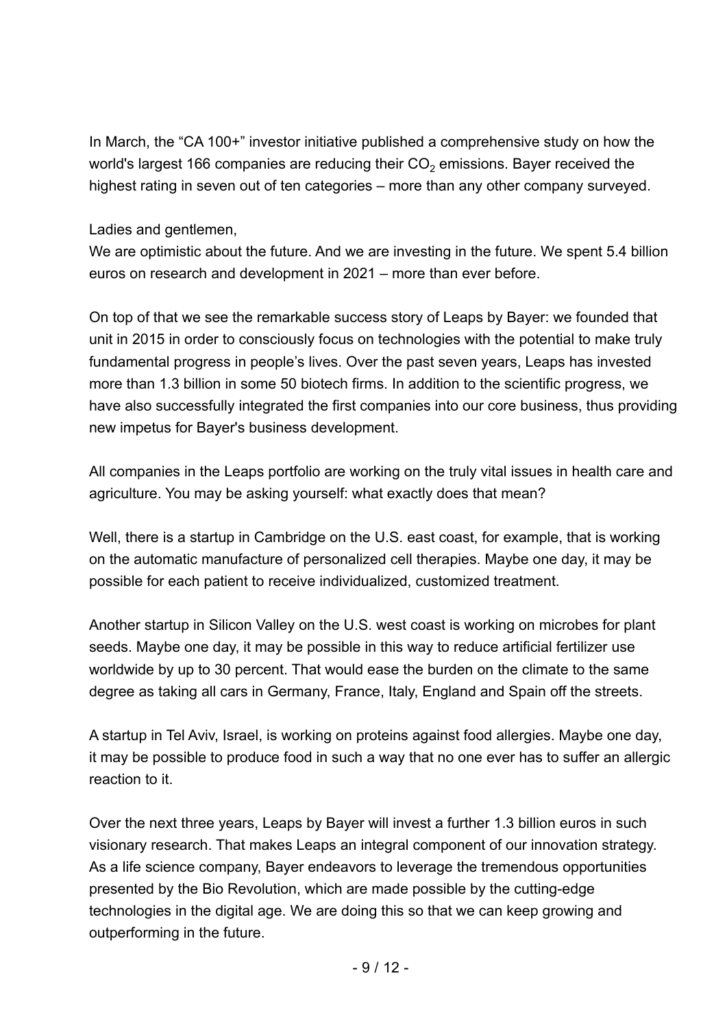In March, the “CA 100+” investor initiative published a comprehensive study on how the world's largest 166 companies are reducing their $CO_2$ emissions. Bayer received the highest rating in seven out of ten categories – more than any other company surveyed.

Ladies and gentlemen,
We are optimistic about the future. And we are investing in the future. We spent 5.4 billion euros on research and development in 2021 – more than ever before.

On top of that we see the remarkable success story of Leaps by Bayer: we founded that unit in 2015 in order to consciously focus on technologies with the potential to make truly fundamental progress in people’s lives. Over the past seven years, Leaps has invested more than 1.3 billion in some 50 biotech firms. In addition to the scientific progress, we have also successfully integrated the first companies into our core business, thus providing new impetus for Bayer's business development.

All companies in the Leaps portfolio are working on the truly vital issues in health care and agriculture. You may be asking yourself: what exactly does that mean?

Well, there is a startup in Cambridge on the U.S. east coast, for example, that is working on the automatic manufacture of personalized cell therapies. Maybe one day, it may be possible for each patient to receive individualized, customized treatment.

Another startup in Silicon Valley on the U.S. west coast is working on microbes for plant seeds. Maybe one day, it may be possible in this way to reduce artificial fertilizer use worldwide by up to 30 percent. That would ease the burden on the climate to the same degree as taking all cars in Germany, France, Italy, England and Spain off the streets.

A startup in Tel Aviv, Israel, is working on proteins against food allergies. Maybe one day, it may be possible to produce food in such a way that no one ever has to suffer an allergic reaction to it.

Over the next three years, Leaps by Bayer will invest a further 1.3 billion euros in such visionary research. That makes Leaps an integral component of our innovation strategy. As a life science company, Bayer endeavors to leverage the tremendous opportunities presented by the Bio Revolution, which are made possible by the cutting-edge technologies in the digital age. We are doing this so that we can keep growing and outperforming in the future.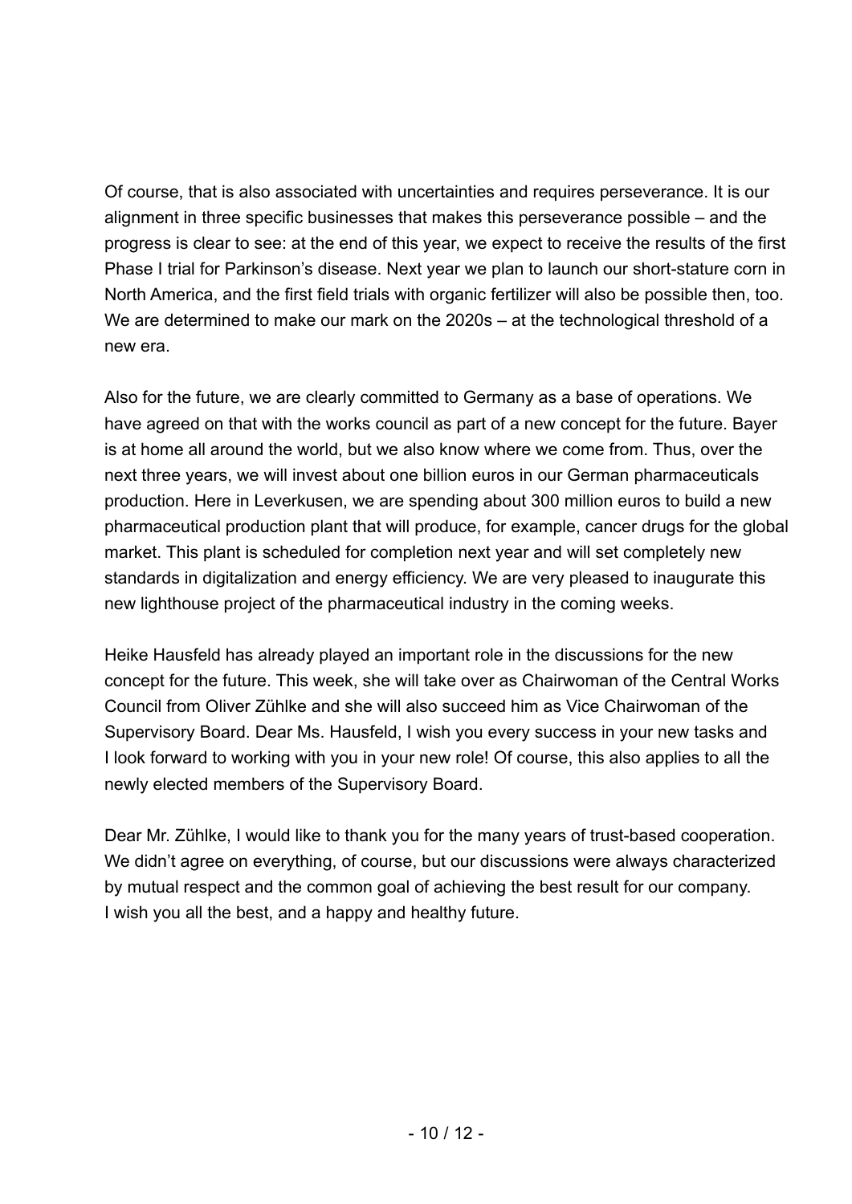Of course, that is also associated with uncertainties and requires perseverance. It is our alignment in three specific businesses that makes this perseverance possible – and the progress is clear to see: at the end of this year, we expect to receive the results of the first Phase I trial for Parkinson's disease. Next year we plan to launch our short-stature corn in North America, and the first field trials with organic fertilizer will also be possible then, too. We are determined to make our mark on the 2020s – at the technological threshold of a new era.

Also for the future, we are clearly committed to Germany as a base of operations. We have agreed on that with the works council as part of a new concept for the future. Bayer is at home all around the world, but we also know where we come from. Thus, over the next three years, we will invest about one billion euros in our German pharmaceuticals production. Here in Leverkusen, we are spending about 300 million euros to build a new pharmaceutical production plant that will produce, for example, cancer drugs for the global market. This plant is scheduled for completion next year and will set completely new standards in digitalization and energy efficiency. We are very pleased to inaugurate this new lighthouse project of the pharmaceutical industry in the coming weeks.

Heike Hausfeld has already played an important role in the discussions for the new concept for the future. This week, she will take over as Chairwoman of the Central Works Council from Oliver Zühlke and she will also succeed him as Vice Chairwoman of the Supervisory Board. Dear Ms. Hausfeld, I wish you every success in your new tasks and I look forward to working with you in your new role! Of course, this also applies to all the newly elected members of the Supervisory Board.

Dear Mr. Zühlke, I would like to thank you for the many years of trust-based cooperation. We didn't agree on everything, of course, but our discussions were always characterized by mutual respect and the common goal of achieving the best result for our company. I wish you all the best, and a happy and healthy future.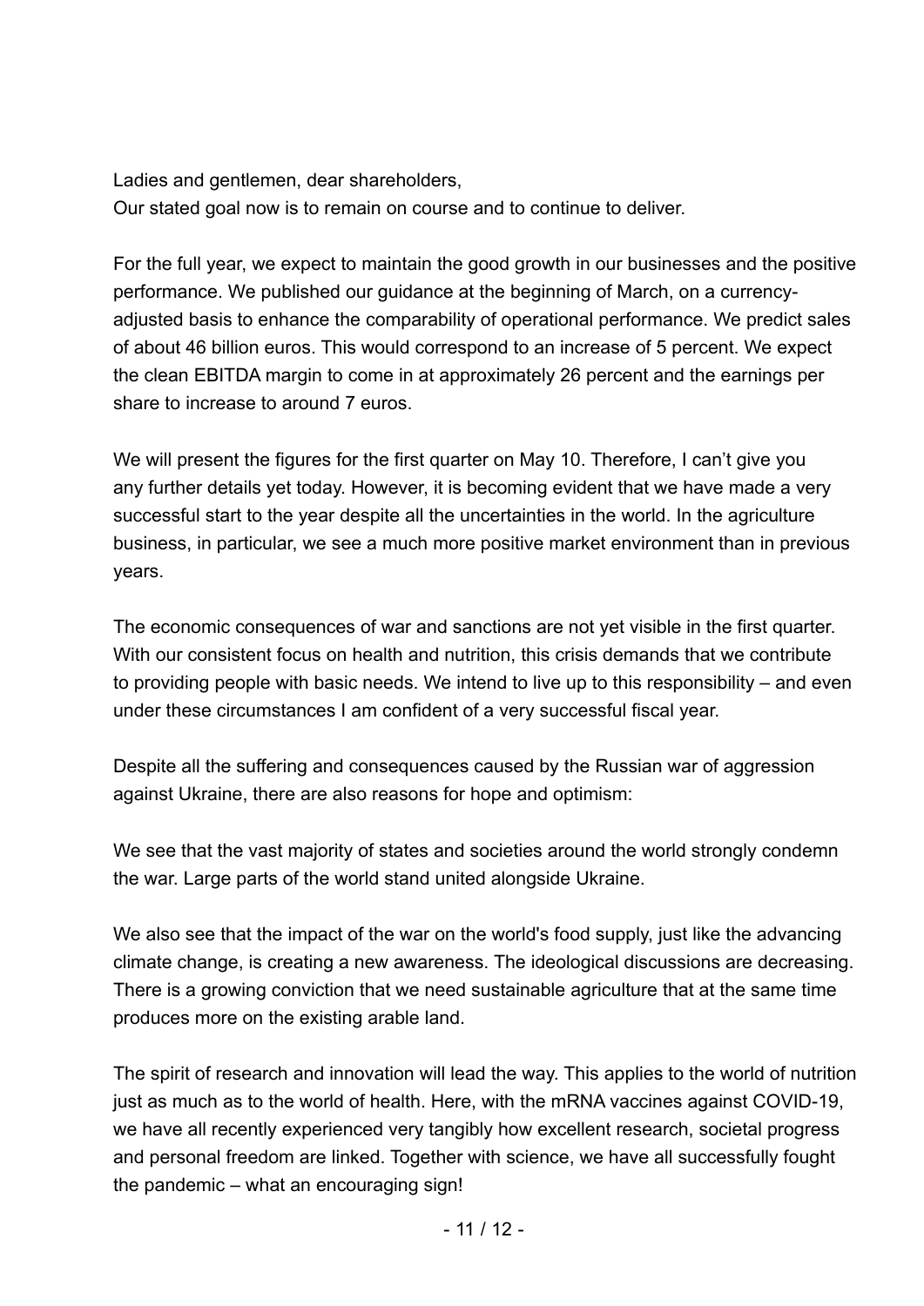Ladies and gentlemen, dear shareholders,
Our stated goal now is to remain on course and to continue to deliver.

For the full year, we expect to maintain the good growth in our businesses and the positive performance. We published our guidance at the beginning of March, on a currency-adjusted basis to enhance the comparability of operational performance. We predict sales of about 46 billion euros. This would correspond to an increase of 5 percent. We expect the clean EBITDA margin to come in at approximately 26 percent and the earnings per share to increase to around 7 euros.

We will present the figures for the first quarter on May 10. Therefore, I can't give you any further details yet today. However, it is becoming evident that we have made a very successful start to the year despite all the uncertainties in the world. In the agriculture business, in particular, we see a much more positive market environment than in previous years.

The economic consequences of war and sanctions are not yet visible in the first quarter. With our consistent focus on health and nutrition, this crisis demands that we contribute to providing people with basic needs. We intend to live up to this responsibility – and even under these circumstances I am confident of a very successful fiscal year.

Despite all the suffering and consequences caused by the Russian war of aggression against Ukraine, there are also reasons for hope and optimism:

We see that the vast majority of states and societies around the world strongly condemn the war. Large parts of the world stand united alongside Ukraine.

We also see that the impact of the war on the world's food supply, just like the advancing climate change, is creating a new awareness. The ideological discussions are decreasing. There is a growing conviction that we need sustainable agriculture that at the same time produces more on the existing arable land.

The spirit of research and innovation will lead the way. This applies to the world of nutrition just as much as to the world of health. Here, with the mRNA vaccines against COVID-19, we have all recently experienced very tangibly how excellent research, societal progress and personal freedom are linked. Together with science, we have all successfully fought the pandemic – what an encouraging sign!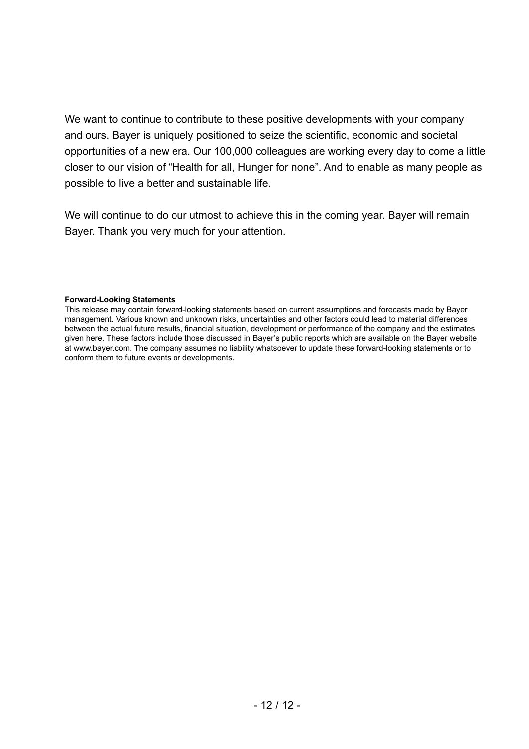We want to continue to contribute to these positive developments with your company and ours. Bayer is uniquely positioned to seize the scientific, economic and societal opportunities of a new era. Our 100,000 colleagues are working every day to come a little closer to our vision of “Health for all, Hunger for none”. And to enable as many people as possible to live a better and sustainable life.

We will continue to do our utmost to achieve this in the coming year. Bayer will remain Bayer. Thank you very much for your attention.

**Forward-Looking Statements**

This release may contain forward-looking statements based on current assumptions and forecasts made by Bayer management. Various known and unknown risks, uncertainties and other factors could lead to material differences between the actual future results, financial situation, development or performance of the company and the estimates given here. These factors include those discussed in Bayer’s public reports which are available on the Bayer website at www.bayer.com. The company assumes no liability whatsoever to update these forward-looking statements or to conform them to future events or developments.